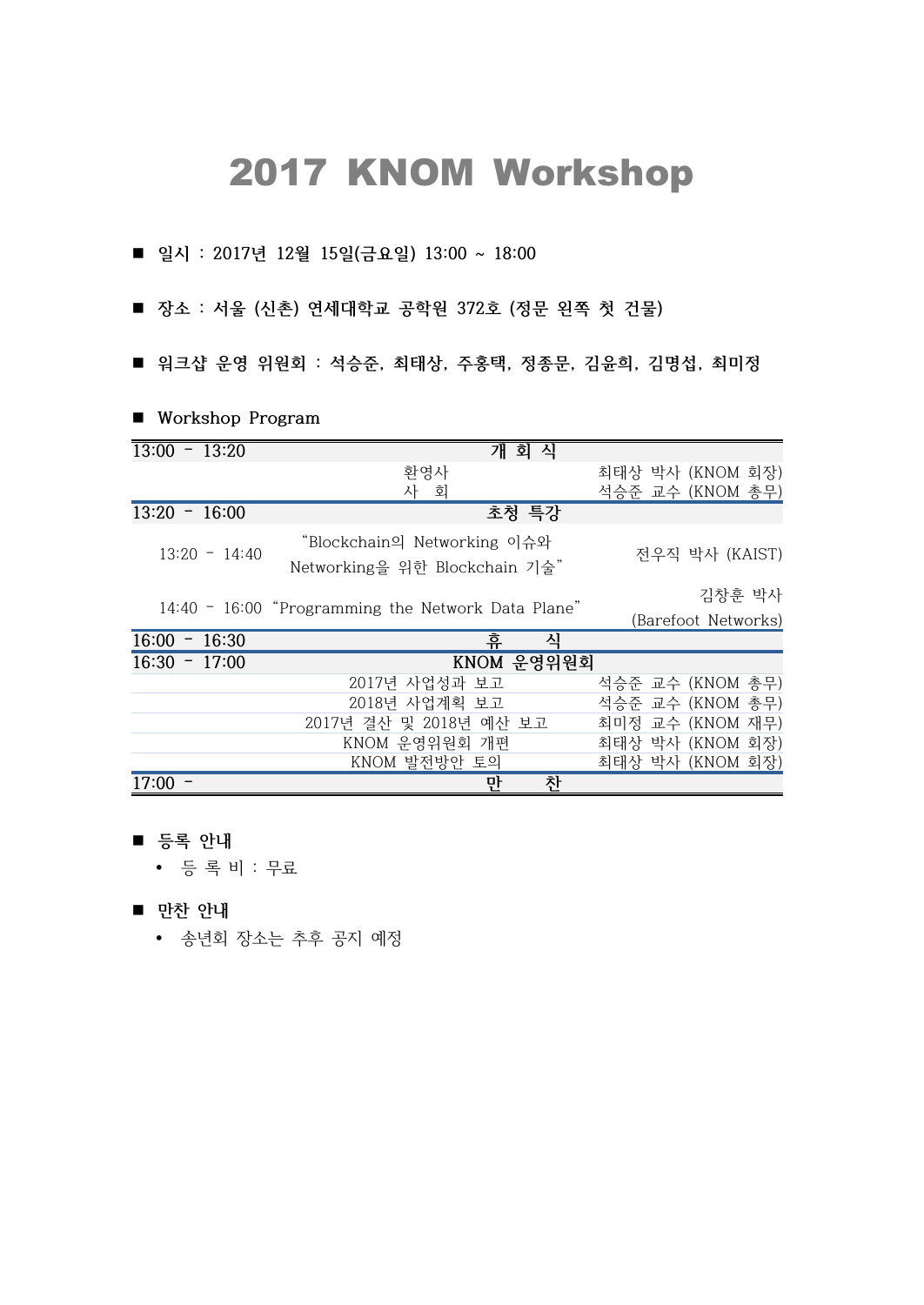# 2017 KNOM Workshop

- **일시 : 2017년 12월 15일(금요일) 13:00 ~ 18:00**

- **장소 : 서울 (신촌) 연세대학교 공학원 372호 (정문 왼쪽 첫 건물)**

- **워크샵 운영 위원회 : 석승준, 최태상, 주홍택, 정종문, 김윤희, 김명섭, 최미정**

- Workshop Program

| | | |
|---|---|---|
| 13:00 - 13:20 | **개 회 식** | |
| | 환영사 | 최태상 박사 (KNOM 회장) |
| | 사 회 | 석승준 교수 (KNOM 총무) |
| 13:20 - 16:00 | **초청 특강** | |
| 13:20 - 14:40 | "Blockchain의 Networking 이슈와 Networking을 위한 Blockchain 기술" | 전우직 박사 (KAIST) |
| 14:40 - 16:00 | "Programming the Network Data Plane" | 김창훈 박사 (Barefoot Networks) |
| 16:00 - 16:30 | **휴 식** | |
| 16:30 - 17:00 | **KNOM 운영위원회** | |
| | 2017년 사업성과 보고 | 석승준 교수 (KNOM 총무) |
| | 2018년 사업계획 보고 | 석승준 교수 (KNOM 총무) |
| | 2017년 결산 및 2018년 예산 보고 | 최미정 교수 (KNOM 재무) |
| | KNOM 운영위원회 개편 | 최태상 박사 (KNOM 회장) |
| | KNOM 발전방안 토의 | 최태상 박사 (KNOM 회장) |
| 17:00 - | **만 찬** | |

- **등록 안내**
  - 등 록 비 : 무료

- **만찬 안내**
  - 송년회 장소는 추후 공지 예정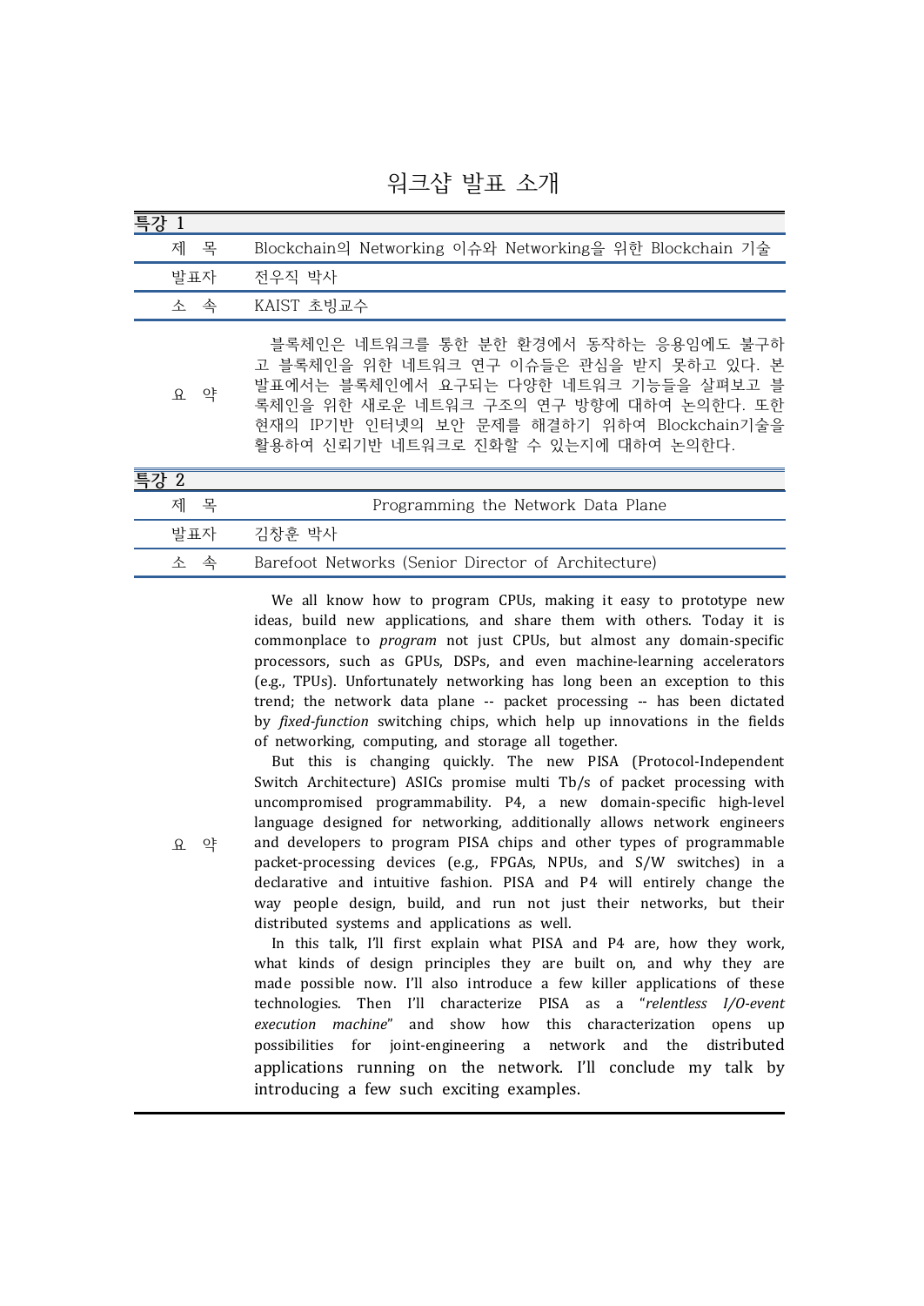# 워크샵 발표 소개

**특강 1**

| | |
|---|---|
| 제 목 | Blockchain의 Networking 이슈와 Networking을 위한 Blockchain 기술 |
| 발표자 | 전우직 박사 |
| 소 속 | KAIST 초빙교수 |
| 요 약 | 블록체인은 네트워크를 통한 분한 환경에서 동작하는 응용임에도 불구하고 블록체인을 위한 네트워크 연구 이슈들은 관심을 받지 못하고 있다. 본 발표에서는 블록체인에서 요구되는 다양한 네트워크 기능들을 살펴보고 블록체인을 위한 새로운 네트워크 구조의 연구 방향에 대하여 논의한다. 또한 현재의 IP기반 인터넷의 보안 문제를 해결하기 위하여 Blockchain기술을 활용하여 신뢰기반 네트워크로 진화할 수 있는지에 대하여 논의한다. |

**특강 2**

| | |
|---|---|
| 제 목 | Programming the Network Data Plane |
| 발표자 | 김창훈 박사 |
| 소 속 | Barefoot Networks (Senior Director of Architecture) |
| 요 약 | We all know how to program CPUs, making it easy to prototype new ideas, build new applications, and share them with others. Today it is commonplace to *program* not just CPUs, but almost any domain-specific processors, such as GPUs, DSPs, and even machine-learning accelerators (e.g., TPUs). Unfortunately networking has long been an exception to this trend; the network data plane -- packet processing -- has been dictated by *fixed-function* switching chips, which help up innovations in the fields of networking, computing, and storage all together.<br>But this is changing quickly. The new PISA (Protocol-Independent Switch Architecture) ASICs promise multi Tb/s of packet processing with uncompromised programmability. P4, a new domain-specific high-level language designed for networking, additionally allows network engineers and developers to program PISA chips and other types of programmable packet-processing devices (e.g., FPGAs, NPUs, and S/W switches) in a declarative and intuitive fashion. PISA and P4 will entirely change the way people design, build, and run not just their networks, but their distributed systems and applications as well.<br>In this talk, I'll first explain what PISA and P4 are, how they work, what kinds of design principles they are built on, and why they are made possible now. I'll also introduce a few killer applications of these technologies. Then I'll characterize PISA as a "*relentless I/O-event execution machine*" and show how this characterization opens up possibilities for joint-engineering a network and the distributed applications running on the network. I'll conclude my talk by introducing a few such exciting examples. |